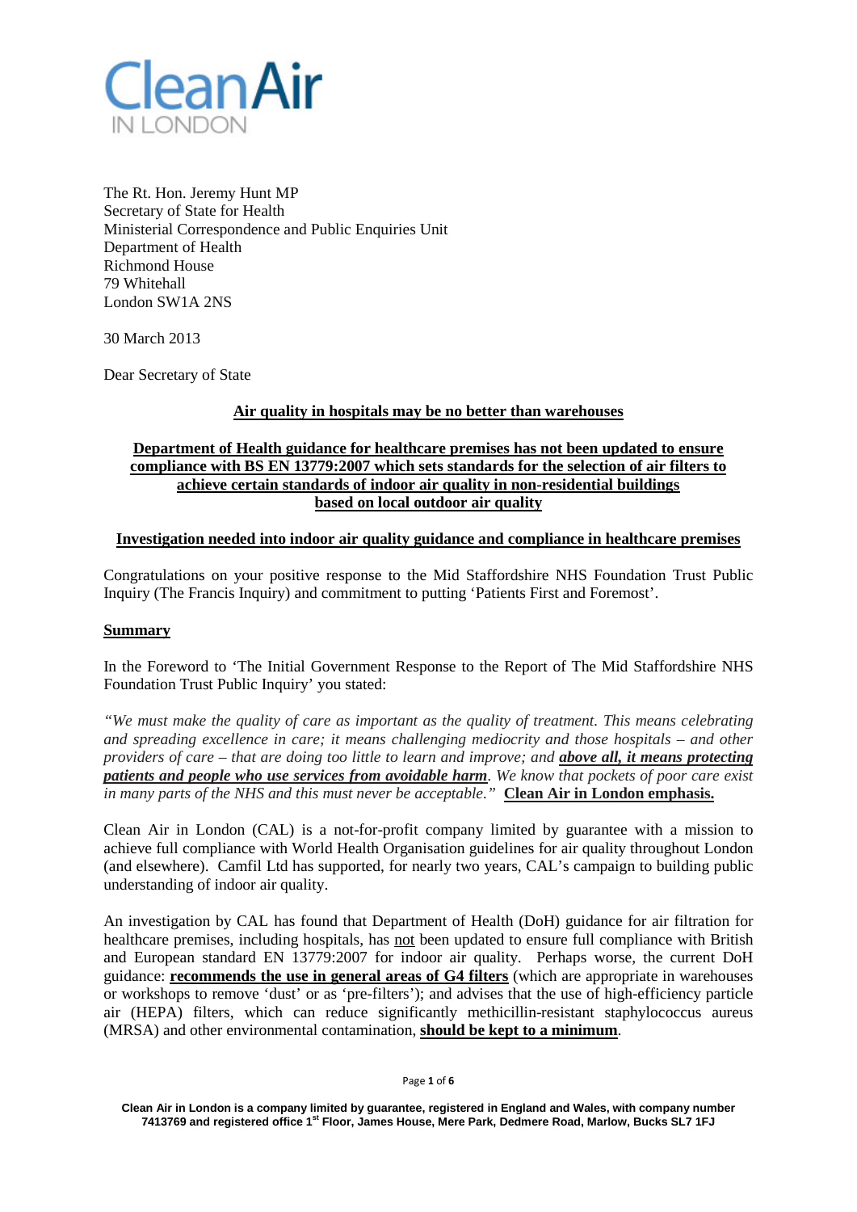**Clean Air**
IN LONDON

The Rt. Hon. Jeremy Hunt MP
Secretary of State for Health
Ministerial Correspondence and Public Enquiries Unit
Department of Health
Richmond House
79 Whitehall
London SW1A 2NS

30 March 2013

Dear Secretary of State

**Air quality in hospitals may be no better than warehouses**

**Department of Health guidance for healthcare premises has not been updated to ensure compliance with BS EN 13779:2007 which sets standards for the selection of air filters to achieve certain standards of indoor air quality in non-residential buildings based on local outdoor air quality**

**Investigation needed into indoor air quality guidance and compliance in healthcare premises**

Congratulations on your positive response to the Mid Staffordshire NHS Foundation Trust Public Inquiry (The Francis Inquiry) and commitment to putting 'Patients First and Foremost'.

## Summary

In the Foreword to 'The Initial Government Response to the Report of The Mid Staffordshire NHS Foundation Trust Public Inquiry' you stated:

*"We must make the quality of care as important as the quality of treatment. This means celebrating and spreading excellence in care; it means challenging mediocrity and those hospitals – and other providers of care – that are doing too little to learn and improve; and **above all, it means protecting patients and people who use services from avoidable harm**. We know that pockets of poor care exist in many parts of the NHS and this must never be acceptable."* **Clean Air in London emphasis.**

Clean Air in London (CAL) is a not-for-profit company limited by guarantee with a mission to achieve full compliance with World Health Organisation guidelines for air quality throughout London (and elsewhere). Camfil Ltd has supported, for nearly two years, CAL's campaign to building public understanding of indoor air quality.

An investigation by CAL has found that Department of Health (DoH) guidance for air filtration for healthcare premises, including hospitals, has not been updated to ensure full compliance with British and European standard EN 13779:2007 for indoor air quality. Perhaps worse, the current DoH guidance: **recommends the use in general areas of G4 filters** (which are appropriate in warehouses or workshops to remove 'dust' or as 'pre-filters'); and advises that the use of high-efficiency particle air (HEPA) filters, which can reduce significantly methicillin-resistant staphylococcus aureus (MRSA) and other environmental contamination, **should be kept to a minimum**.

Clean Air in London is a company limited by guarantee, registered in England and Wales, with company number 7413769 and registered office 1st Floor, James House, Mere Park, Dedmere Road, Marlow, Bucks SL7 1FJ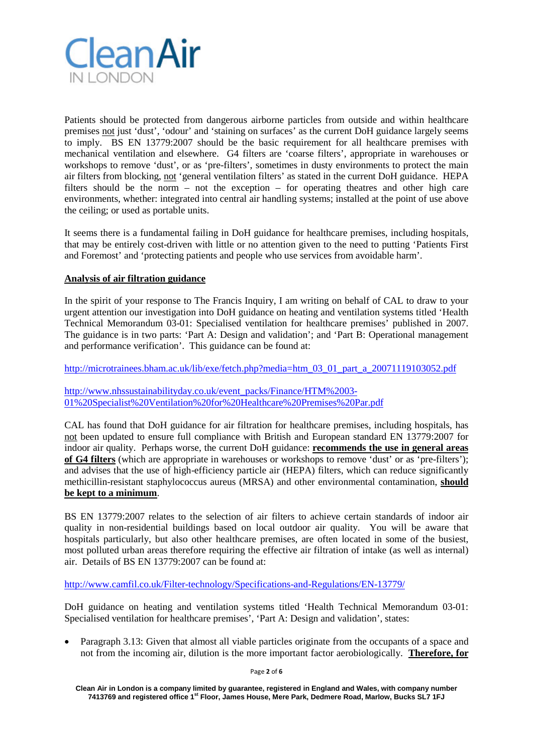Patients should be protected from dangerous airborne particles from outside and within healthcare premises not just 'dust', 'odour' and 'staining on surfaces' as the current DoH guidance largely seems to imply. BS EN 13779:2007 should be the basic requirement for all healthcare premises with mechanical ventilation and elsewhere. G4 filters are 'coarse filters', appropriate in warehouses or workshops to remove 'dust', or as 'pre-filters', sometimes in dusty environments to protect the main air filters from blocking, not 'general ventilation filters' as stated in the current DoH guidance. HEPA filters should be the norm – not the exception – for operating theatres and other high care environments, whether: integrated into central air handling systems; installed at the point of use above the ceiling; or used as portable units.

It seems there is a fundamental failing in DoH guidance for healthcare premises, including hospitals, that may be entirely cost-driven with little or no attention given to the need to putting 'Patients First and Foremost' and 'protecting patients and people who use services from avoidable harm'.

**Analysis of air filtration guidance**

In the spirit of your response to The Francis Inquiry, I am writing on behalf of CAL to draw to your urgent attention our investigation into DoH guidance on heating and ventilation systems titled 'Health Technical Memorandum 03-01: Specialised ventilation for healthcare premises' published in 2007. The guidance is in two parts: 'Part A: Design and validation'; and 'Part B: Operational management and performance verification'. This guidance can be found at:

http://microtrainees.bham.ac.uk/lib/exe/fetch.php?media=htm_03_01_part_a_20071119103052.pdf

http://www.nhssustainabilityday.co.uk/event_packs/Finance/HTM%2003-01%20Specialist%20Ventilation%20for%20Healthcare%20Premises%20Par.pdf

CAL has found that DoH guidance for air filtration for healthcare premises, including hospitals, has not been updated to ensure full compliance with British and European standard EN 13779:2007 for indoor air quality. Perhaps worse, the current DoH guidance: **recommends the use in general areas of G4 filters** (which are appropriate in warehouses or workshops to remove 'dust' or as 'pre-filters'); and advises that the use of high-efficiency particle air (HEPA) filters, which can reduce significantly methicillin-resistant staphylococcus aureus (MRSA) and other environmental contamination, **should be kept to a minimum**.

BS EN 13779:2007 relates to the selection of air filters to achieve certain standards of indoor air quality in non-residential buildings based on local outdoor air quality. You will be aware that hospitals particularly, but also other healthcare premises, are often located in some of the busiest, most polluted urban areas therefore requiring the effective air filtration of intake (as well as internal) air. Details of BS EN 13779:2007 can be found at:

http://www.camfil.co.uk/Filter-technology/Specifications-and-Regulations/EN-13779/

DoH guidance on heating and ventilation systems titled 'Health Technical Memorandum 03-01: Specialised ventilation for healthcare premises', 'Part A: Design and validation', states:

- Paragraph 3.13: Given that almost all viable particles originate from the occupants of a space and not from the incoming air, dilution is the more important factor aerobiologically. **Therefore, for**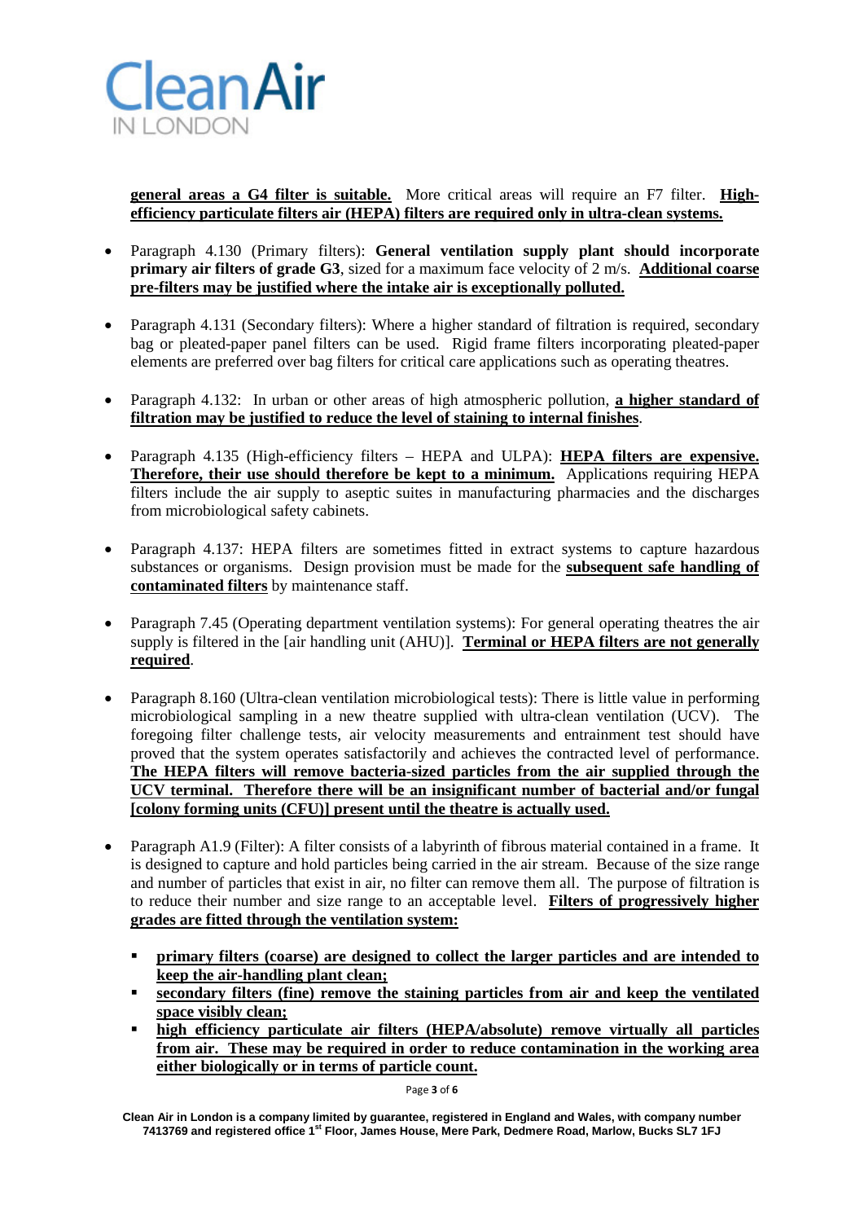**general areas a G4 filter is suitable.** More critical areas will require an F7 filter. **High-efficiency particulate filters air (HEPA) filters are required only in ultra-clean systems.**

- Paragraph 4.130 (Primary filters): **General ventilation supply plant should incorporate primary air filters of grade G3**, sized for a maximum face velocity of 2 m/s. **Additional coarse pre-filters may be justified where the intake air is exceptionally polluted.**

- Paragraph 4.131 (Secondary filters): Where a higher standard of filtration is required, secondary bag or pleated-paper panel filters can be used. Rigid frame filters incorporating pleated-paper elements are preferred over bag filters for critical care applications such as operating theatres.

- Paragraph 4.132: In urban or other areas of high atmospheric pollution, **a higher standard of filtration may be justified to reduce the level of staining to internal finishes**.

- Paragraph 4.135 (High-efficiency filters – HEPA and ULPA): **HEPA filters are expensive. Therefore, their use should therefore be kept to a minimum.** Applications requiring HEPA filters include the air supply to aseptic suites in manufacturing pharmacies and the discharges from microbiological safety cabinets.

- Paragraph 4.137: HEPA filters are sometimes fitted in extract systems to capture hazardous substances or organisms. Design provision must be made for the **subsequent safe handling of contaminated filters** by maintenance staff.

- Paragraph 7.45 (Operating department ventilation systems): For general operating theatres the air supply is filtered in the [air handling unit (AHU)]. **Terminal or HEPA filters are not generally required**.

- Paragraph 8.160 (Ultra-clean ventilation microbiological tests): There is little value in performing microbiological sampling in a new theatre supplied with ultra-clean ventilation (UCV). The foregoing filter challenge tests, air velocity measurements and entrainment test should have proved that the system operates satisfactorily and achieves the contracted level of performance. **The HEPA filters will remove bacteria-sized particles from the air supplied through the UCV terminal. Therefore there will be an insignificant number of bacterial and/or fungal [colony forming units (CFU)] present until the theatre is actually used.**

- Paragraph A1.9 (Filter): A filter consists of a labyrinth of fibrous material contained in a frame. It is designed to capture and hold particles being carried in the air stream. Because of the size range and number of particles that exist in air, no filter can remove them all. The purpose of filtration is to reduce their number and size range to an acceptable level. **Filters of progressively higher grades are fitted through the ventilation system:**

  - **primary filters (coarse) are designed to collect the larger particles and are intended to keep the air-handling plant clean;**
  - **secondary filters (fine) remove the staining particles from air and keep the ventilated space visibly clean;**
  - **high efficiency particulate air filters (HEPA/absolute) remove virtually all particles from air. These may be required in order to reduce contamination in the working area either biologically or in terms of particle count.**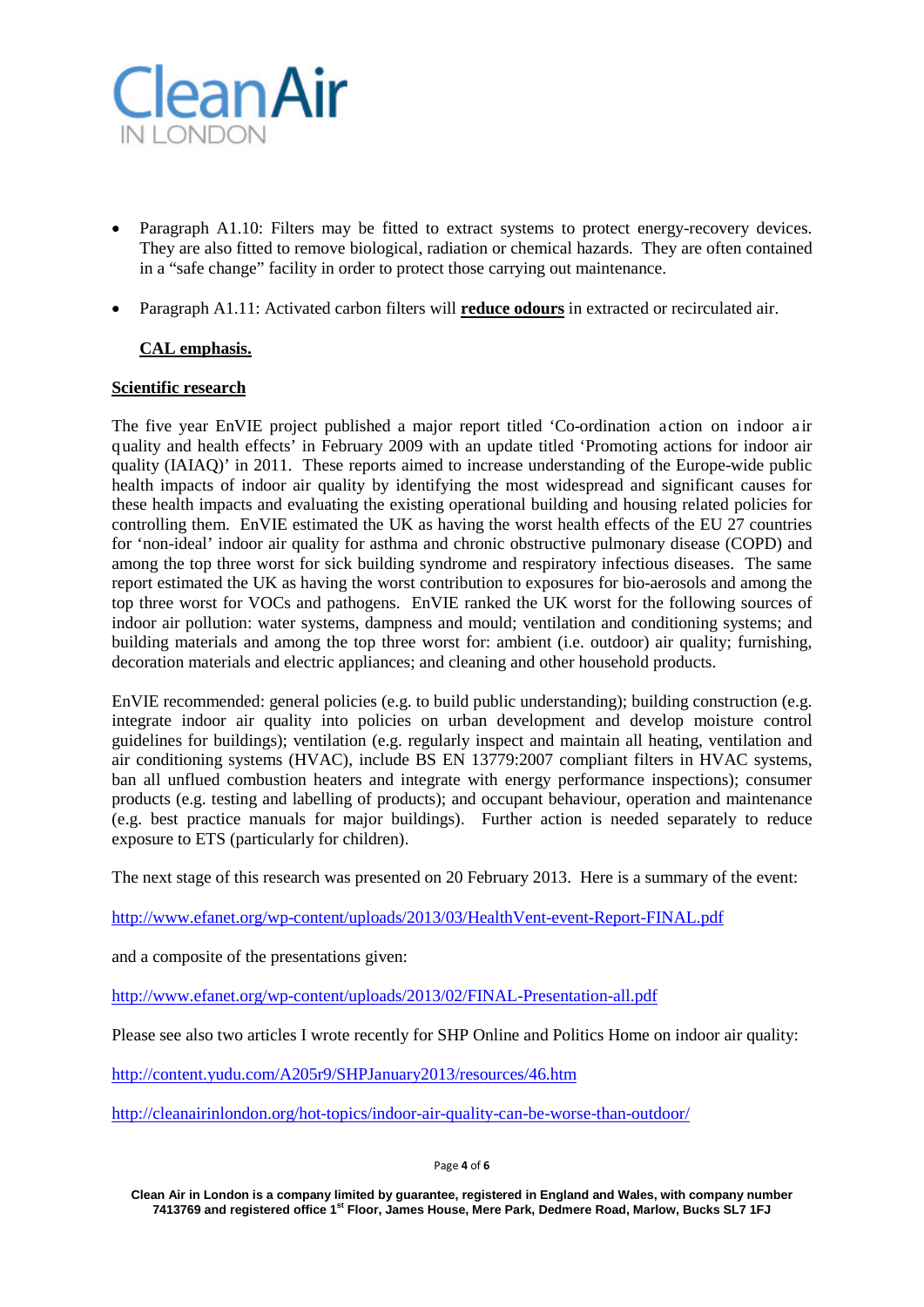- Paragraph A1.10: Filters may be fitted to extract systems to protect energy-recovery devices. They are also fitted to remove biological, radiation or chemical hazards. They are often contained in a "safe change" facility in order to protect those carrying out maintenance.

- Paragraph A1.11: Activated carbon filters will **reduce odours** in extracted or recirculated air.

  **CAL emphasis.**

**Scientific research**

The five year EnVIE project published a major report titled 'Co-ordination action on indoor air quality and health effects' in February 2009 with an update titled 'Promoting actions for indoor air quality (IAIAQ)' in 2011. These reports aimed to increase understanding of the Europe-wide public health impacts of indoor air quality by identifying the most widespread and significant causes for these health impacts and evaluating the existing operational building and housing related policies for controlling them. EnVIE estimated the UK as having the worst health effects of the EU 27 countries for 'non-ideal' indoor air quality for asthma and chronic obstructive pulmonary disease (COPD) and among the top three worst for sick building syndrome and respiratory infectious diseases. The same report estimated the UK as having the worst contribution to exposures for bio-aerosols and among the top three worst for VOCs and pathogens. EnVIE ranked the UK worst for the following sources of indoor air pollution: water systems, dampness and mould; ventilation and conditioning systems; and building materials and among the top three worst for: ambient (i.e. outdoor) air quality; furnishing, decoration materials and electric appliances; and cleaning and other household products.

EnVIE recommended: general policies (e.g. to build public understanding); building construction (e.g. integrate indoor air quality into policies on urban development and develop moisture control guidelines for buildings); ventilation (e.g. regularly inspect and maintain all heating, ventilation and air conditioning systems (HVAC), include BS EN 13779:2007 compliant filters in HVAC systems, ban all unflued combustion heaters and integrate with energy performance inspections); consumer products (e.g. testing and labelling of products); and occupant behaviour, operation and maintenance (e.g. best practice manuals for major buildings). Further action is needed separately to reduce exposure to ETS (particularly for children).

The next stage of this research was presented on 20 February 2013. Here is a summary of the event:

http://www.efanet.org/wp-content/uploads/2013/03/HealthVent-event-Report-FINAL.pdf

and a composite of the presentations given:

http://www.efanet.org/wp-content/uploads/2013/02/FINAL-Presentation-all.pdf

Please see also two articles I wrote recently for SHP Online and Politics Home on indoor air quality:

http://content.yudu.com/A205r9/SHPJanuary2013/resources/46.htm

http://cleanairinlondon.org/hot-topics/indoor-air-quality-can-be-worse-than-outdoor/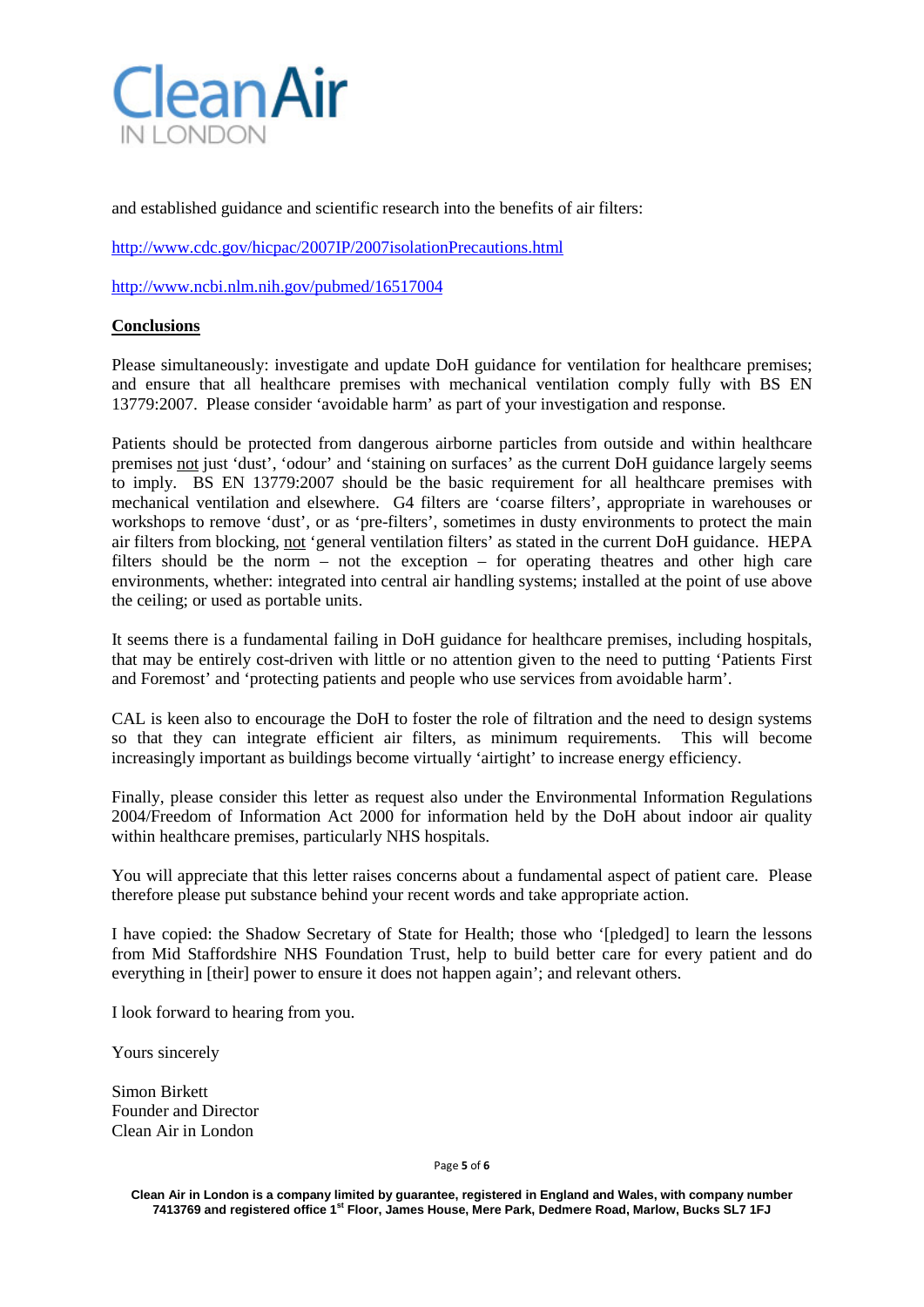and established guidance and scientific research into the benefits of air filters:

http://www.cdc.gov/hicpac/2007IP/2007isolationPrecautions.html

http://www.ncbi.nlm.nih.gov/pubmed/16517004

## Conclusions

Please simultaneously: investigate and update DoH guidance for ventilation for healthcare premises; and ensure that all healthcare premises with mechanical ventilation comply fully with BS EN 13779:2007. Please consider 'avoidable harm' as part of your investigation and response.

Patients should be protected from dangerous airborne particles from outside and within healthcare premises not just 'dust', 'odour' and 'staining on surfaces' as the current DoH guidance largely seems to imply. BS EN 13779:2007 should be the basic requirement for all healthcare premises with mechanical ventilation and elsewhere. G4 filters are 'coarse filters', appropriate in warehouses or workshops to remove 'dust', or as 'pre-filters', sometimes in dusty environments to protect the main air filters from blocking, not 'general ventilation filters' as stated in the current DoH guidance. HEPA filters should be the norm – not the exception – for operating theatres and other high care environments, whether: integrated into central air handling systems; installed at the point of use above the ceiling; or used as portable units.

It seems there is a fundamental failing in DoH guidance for healthcare premises, including hospitals, that may be entirely cost-driven with little or no attention given to the need to putting 'Patients First and Foremost' and 'protecting patients and people who use services from avoidable harm'.

CAL is keen also to encourage the DoH to foster the role of filtration and the need to design systems so that they can integrate efficient air filters, as minimum requirements. This will become increasingly important as buildings become virtually 'airtight' to increase energy efficiency.

Finally, please consider this letter as request also under the Environmental Information Regulations 2004/Freedom of Information Act 2000 for information held by the DoH about indoor air quality within healthcare premises, particularly NHS hospitals.

You will appreciate that this letter raises concerns about a fundamental aspect of patient care. Please therefore please put substance behind your recent words and take appropriate action.

I have copied: the Shadow Secretary of State for Health; those who '[pledged] to learn the lessons from Mid Staffordshire NHS Foundation Trust, help to build better care for every patient and do everything in [their] power to ensure it does not happen again'; and relevant others.

I look forward to hearing from you.

Yours sincerely

Simon Birkett
Founder and Director
Clean Air in London

**Clean Air in London is a company limited by guarantee, registered in England and Wales, with company number 7413769 and registered office 1st Floor, James House, Mere Park, Dedmere Road, Marlow, Bucks SL7 1FJ**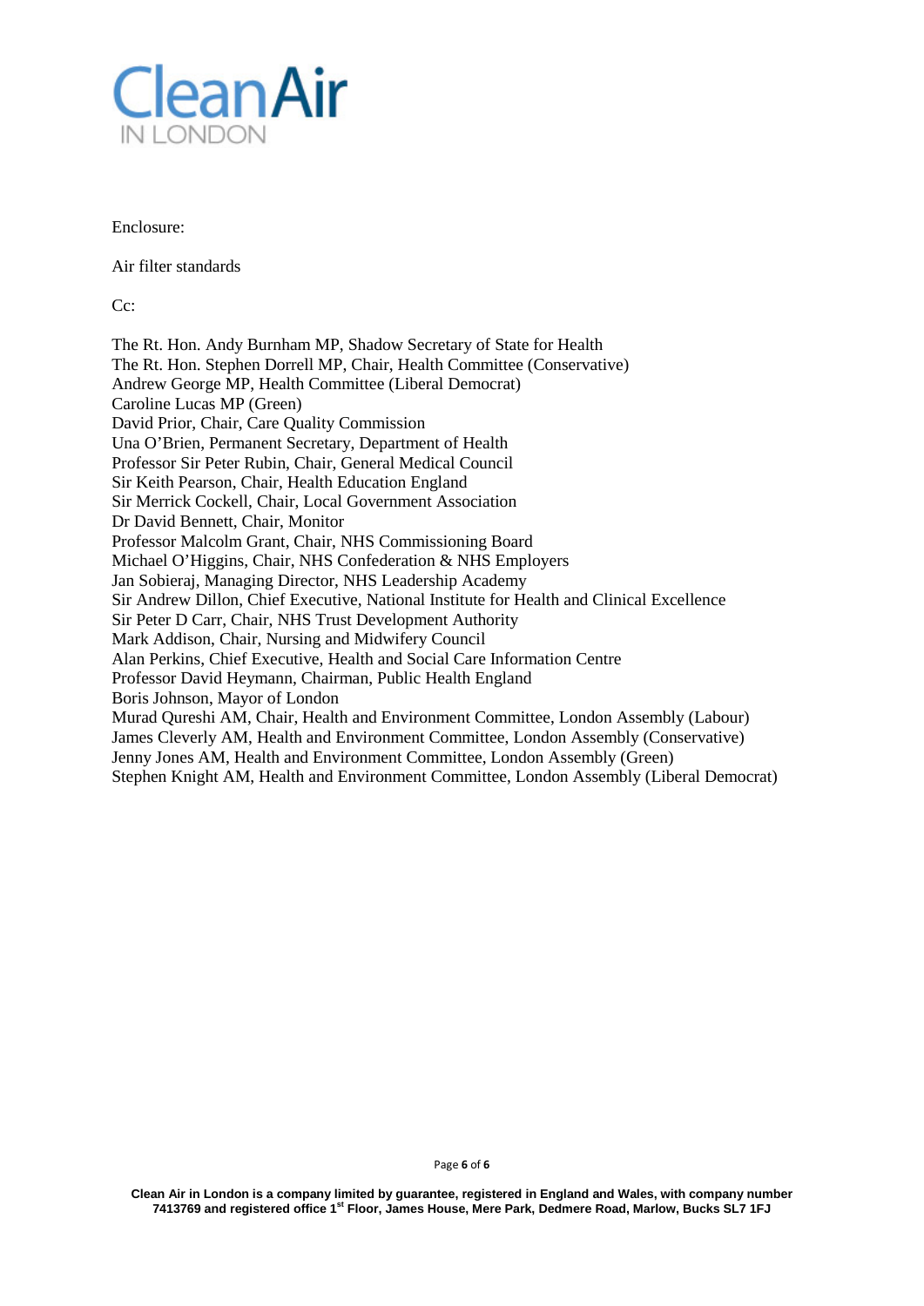Clean Air IN LONDON

Enclosure:

Air filter standards

Cc:

The Rt. Hon. Andy Burnham MP, Shadow Secretary of State for Health
The Rt. Hon. Stephen Dorrell MP, Chair, Health Committee (Conservative)
Andrew George MP, Health Committee (Liberal Democrat)
Caroline Lucas MP (Green)
David Prior, Chair, Care Quality Commission
Una O'Brien, Permanent Secretary, Department of Health
Professor Sir Peter Rubin, Chair, General Medical Council
Sir Keith Pearson, Chair, Health Education England
Sir Merrick Cockell, Chair, Local Government Association
Dr David Bennett, Chair, Monitor
Professor Malcolm Grant, Chair, NHS Commissioning Board
Michael O'Higgins, Chair, NHS Confederation & NHS Employers
Jan Sobieraj, Managing Director, NHS Leadership Academy
Sir Andrew Dillon, Chief Executive, National Institute for Health and Clinical Excellence
Sir Peter D Carr, Chair, NHS Trust Development Authority
Mark Addison, Chair, Nursing and Midwifery Council
Alan Perkins, Chief Executive, Health and Social Care Information Centre
Professor David Heymann, Chairman, Public Health England
Boris Johnson, Mayor of London
Murad Qureshi AM, Chair, Health and Environment Committee, London Assembly (Labour)
James Cleverly AM, Health and Environment Committee, London Assembly (Conservative)
Jenny Jones AM, Health and Environment Committee, London Assembly (Green)
Stephen Knight AM, Health and Environment Committee, London Assembly (Liberal Democrat)

**Clean Air in London is a company limited by guarantee, registered in England and Wales, with company number 7413769 and registered office 1st Floor, James House, Mere Park, Dedmere Road, Marlow, Bucks SL7 1FJ**